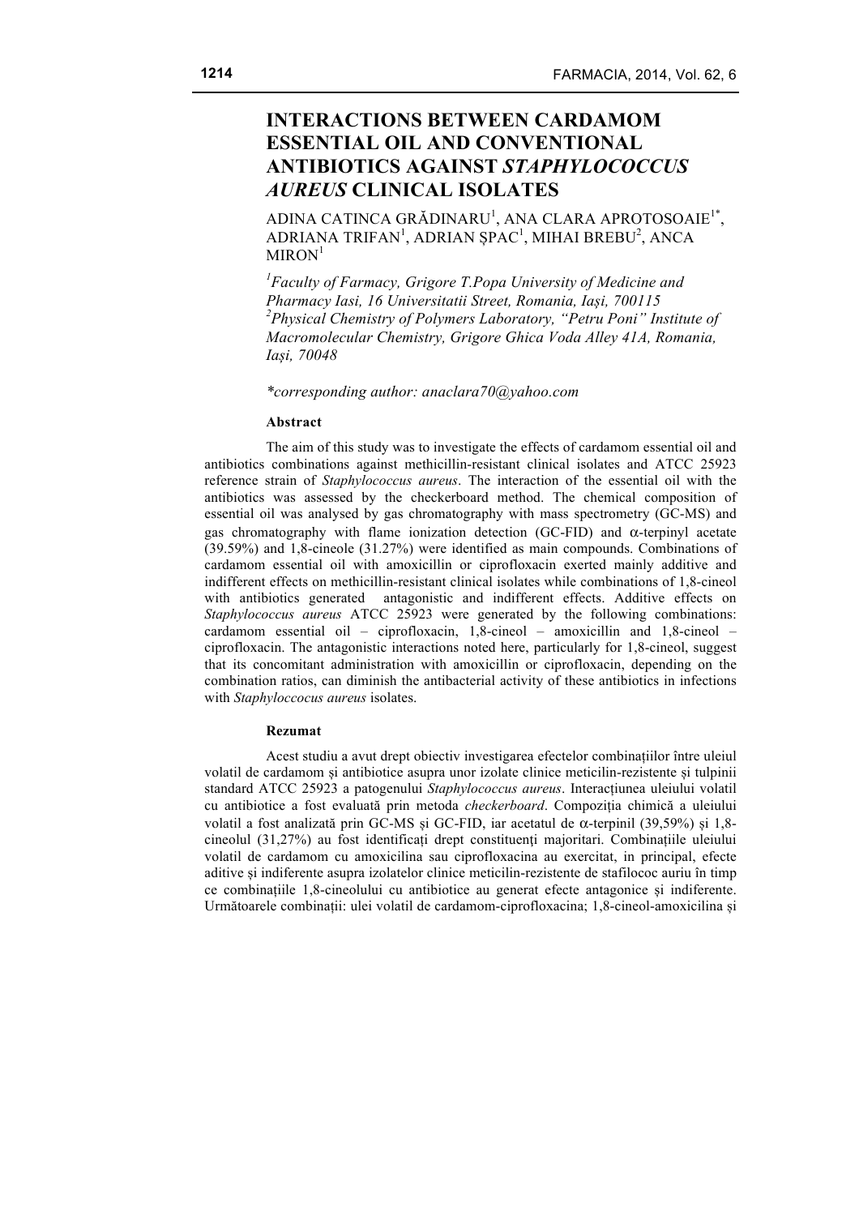# INTERACTIONS BETWEEN CARDAMOM ESSENTIAL OIL AND CONVENTIONAL ANTIBIOTICS AGAINST *STAPHYLOCOCCUS AUREUS* CLINICAL ISOLATES

ADINA CATINCA GRĂDINARU[1], ANA CLARA APROTOSOAIE[1*], ADRIANA TRIFAN[1], ADRIAN ŞPAC[1], MIHAI BREBU[2], ANCA MIRON[1]

*[1]Faculty of Farmacy, Grigore T.Popa University of Medicine and Pharmacy Iasi, 16 Universitatii Street, Romania, Iaşi, 700115*
*[2]Physical Chemistry of Polymers Laboratory, "Petru Poni" Institute of Macromolecular Chemistry, Grigore Ghica Voda Alley 41A, Romania, Iaşi, 70048*

*\*corresponding author: anaclara70@yahoo.com*

**Abstract**

The aim of this study was to investigate the effects of cardamom essential oil and antibiotics combinations against methicillin-resistant clinical isolates and ATCC 25923 reference strain of *Staphylococcus aureus*. The interaction of the essential oil with the antibiotics was assessed by the checkerboard method. The chemical composition of essential oil was analysed by gas chromatography with mass spectrometry (GC-MS) and gas chromatography with flame ionization detection (GC-FID) and α-terpinyl acetate (39.59%) and 1,8-cineole (31.27%) were identified as main compounds. Combinations of cardamom essential oil with amoxicillin or ciprofloxacin exerted mainly additive and indifferent effects on methicillin-resistant clinical isolates while combinations of 1,8-cineol with antibiotics generated antagonistic and indifferent effects. Additive effects on *Staphylococcus aureus* ATCC 25923 were generated by the following combinations: cardamom essential oil – ciprofloxacin, 1,8-cineol – amoxicillin and 1,8-cineol – ciprofloxacin. The antagonistic interactions noted here, particularly for 1,8-cineol, suggest that its concomitant administration with amoxicillin or ciprofloxacin, depending on the combination ratios, can diminish the antibacterial activity of these antibiotics in infections with *Staphyloccocus aureus* isolates.

**Rezumat**

Acest studiu a avut drept obiectiv investigarea efectelor combinaţiilor între uleiul volatil de cardamom şi antibiotice asupra unor izolate clinice meticilin-rezistente şi tulpinii standard ATCC 25923 a patogenului *Staphylococcus aureus*. Interacţiunea uleiului volatil cu antibiotice a fost evaluată prin metoda *checkerboard*. Compoziţia chimică a uleiului volatil a fost analizată prin GC-MS şi GC-FID, iar acetatul de α-terpinil (39,59%) şi 1,8-cineolul (31,27%) au fost identificaţi drept constituenţi majoritari. Combinaţiile uleiului volatil de cardamom cu amoxicilina sau ciprofloxacina au exercitat, in principal, efecte aditive şi indiferente asupra izolatelor clinice meticilin-rezistente de stafilococ auriu în timp ce combinaţiile 1,8-cineolului cu antibiotice au generat efecte antagonice şi indiferente. Următoarele combinaţii: ulei volatil de cardamom-ciprofloxacina; 1,8-cineol-amoxicilina şi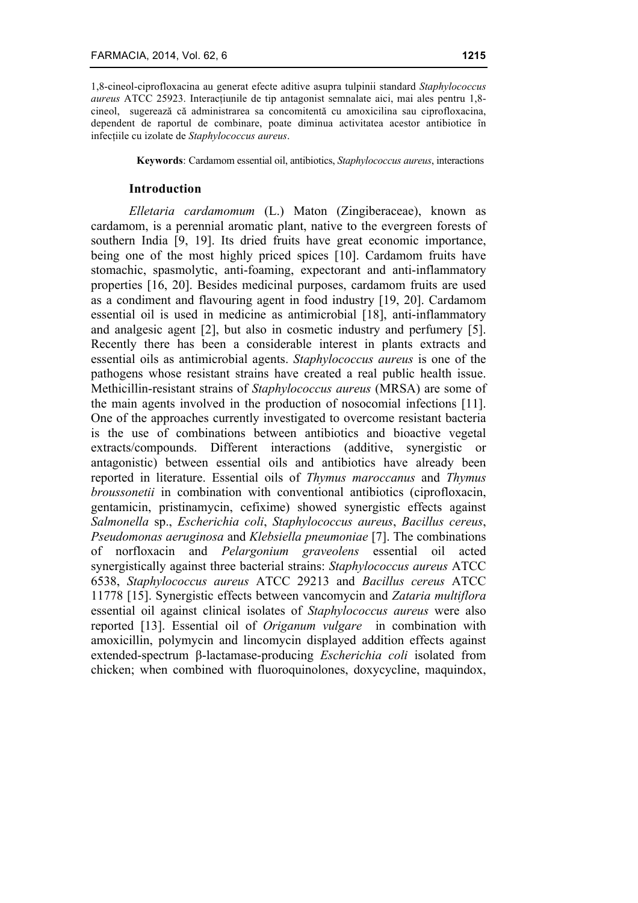1,8-cineol-ciprofloxacina au generat efecte aditive asupra tulpinii standard *Staphylococcus aureus* ATCC 25923. Interacțiunile de tip antagonist semnalate aici, mai ales pentru 1,8-cineol, sugerează că administrarea sa concomitentă cu amoxicilina sau ciprofloxacina, dependent de raportul de combinare, poate diminua activitatea acestor antibiotice în infecțiile cu izolate de *Staphylococcus aureus*.

**Keywords**: Cardamom essential oil, antibiotics, *Staphylococcus aureus*, interactions

## Introduction

*Elletaria cardamomum* (L.) Maton (Zingiberaceae), known as cardamom, is a perennial aromatic plant, native to the evergreen forests of southern India [9, 19]. Its dried fruits have great economic importance, being one of the most highly priced spices [10]. Cardamom fruits have stomachic, spasmolytic, anti-foaming, expectorant and anti-inflammatory properties [16, 20]. Besides medicinal purposes, cardamom fruits are used as a condiment and flavouring agent in food industry [19, 20]. Cardamom essential oil is used in medicine as antimicrobial [18], anti-inflammatory and analgesic agent [2], but also in cosmetic industry and perfumery [5]. Recently there has been a considerable interest in plants extracts and essential oils as antimicrobial agents. *Staphylococcus aureus* is one of the pathogens whose resistant strains have created a real public health issue. Methicillin-resistant strains of *Staphylococcus aureus* (MRSA) are some of the main agents involved in the production of nosocomial infections [11]. One of the approaches currently investigated to overcome resistant bacteria is the use of combinations between antibiotics and bioactive vegetal extracts/compounds. Different interactions (additive, synergistic or antagonistic) between essential oils and antibiotics have already been reported in literature. Essential oils of *Thymus maroccanus* and *Thymus broussonetii* in combination with conventional antibiotics (ciprofloxacin, gentamicin, pristinamycin, cefixime) showed synergistic effects against *Salmonella* sp., *Escherichia coli*, *Staphylococcus aureus*, *Bacillus cereus*, *Pseudomonas aeruginosa* and *Klebsiella pneumoniae* [7]. The combinations of norfloxacin and *Pelargonium graveolens* essential oil acted synergistically against three bacterial strains: *Staphylococcus aureus* ATCC 6538, *Staphylococcus aureus* ATCC 29213 and *Bacillus cereus* ATCC 11778 [15]. Synergistic effects between vancomycin and *Zataria multiflora* essential oil against clinical isolates of *Staphylococcus aureus* were also reported [13]. Essential oil of *Origanum vulgare* in combination with amoxicillin, polymycin and lincomycin displayed addition effects against extended-spectrum β-lactamase-producing *Escherichia coli* isolated from chicken; when combined with fluoroquinolones, doxycycline, maquindox,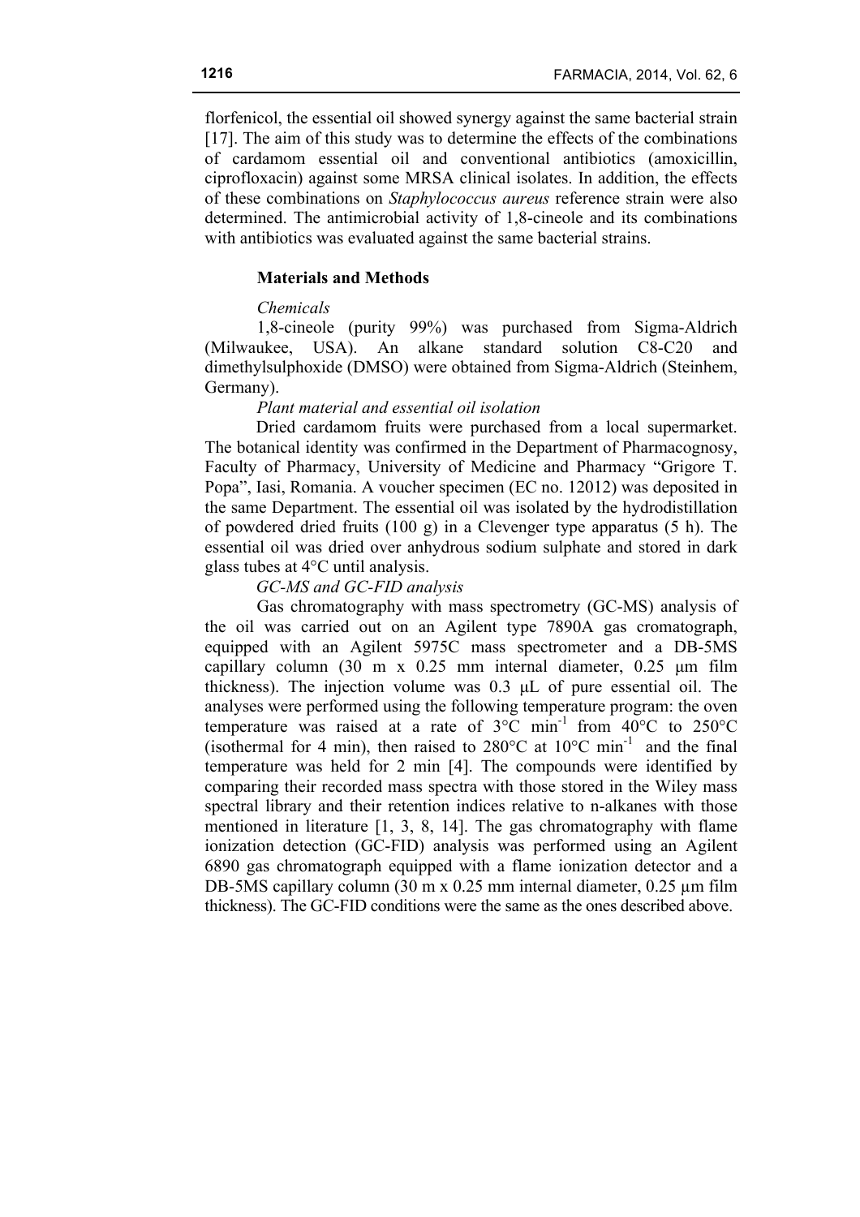florfenicol, the essential oil showed synergy against the same bacterial strain [17]. The aim of this study was to determine the effects of the combinations of cardamom essential oil and conventional antibiotics (amoxicillin, ciprofloxacin) against some MRSA clinical isolates. In addition, the effects of these combinations on *Staphylococcus aureus* reference strain were also determined. The antimicrobial activity of 1,8-cineole and its combinations with antibiotics was evaluated against the same bacterial strains.

## Materials and Methods

*Chemicals*

1,8-cineole (purity 99%) was purchased from Sigma-Aldrich (Milwaukee, USA). An alkane standard solution C8-C20 and dimethylsulphoxide (DMSO) were obtained from Sigma-Aldrich (Steinhem, Germany).

*Plant material and essential oil isolation*

Dried cardamom fruits were purchased from a local supermarket. The botanical identity was confirmed in the Department of Pharmacognosy, Faculty of Pharmacy, University of Medicine and Pharmacy "Grigore T. Popa", Iasi, Romania. A voucher specimen (EC no. 12012) was deposited in the same Department. The essential oil was isolated by the hydrodistillation of powdered dried fruits (100 g) in a Clevenger type apparatus (5 h). The essential oil was dried over anhydrous sodium sulphate and stored in dark glass tubes at 4°C until analysis.

*GC-MS and GC-FID analysis*

Gas chromatography with mass spectrometry (GC-MS) analysis of the oil was carried out on an Agilent type 7890A gas cromatograph, equipped with an Agilent 5975C mass spectrometer and a DB-5MS capillary column (30 m x 0.25 mm internal diameter, 0.25 μm film thickness). The injection volume was 0.3 μL of pure essential oil. The analyses were performed using the following temperature program: the oven temperature was raised at a rate of 3°C $min^{-1}$ from 40°C to 250°C (isothermal for 4 min), then raised to 280°C at 10°C $min^{-1}$ and the final temperature was held for 2 min [4]. The compounds were identified by comparing their recorded mass spectra with those stored in the Wiley mass spectral library and their retention indices relative to n-alkanes with those mentioned in literature [1, 3, 8, 14]. The gas chromatography with flame ionization detection (GC-FID) analysis was performed using an Agilent 6890 gas chromatograph equipped with a flame ionization detector and a DB-5MS capillary column (30 m x 0.25 mm internal diameter, 0.25 μm film thickness). The GC-FID conditions were the same as the ones described above.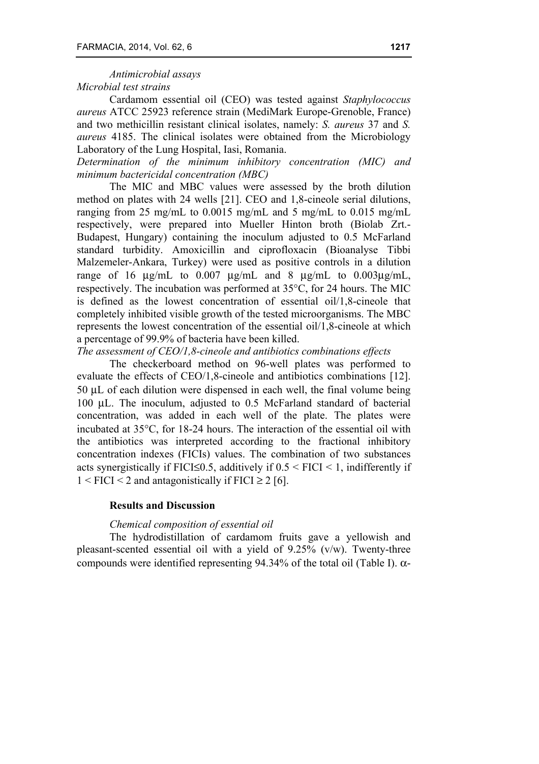*Antimicrobial assays*

*Microbial test strains*

Cardamom essential oil (CEO) was tested against *Staphylococcus aureus* ATCC 25923 reference strain (MediMark Europe-Grenoble, France) and two methicillin resistant clinical isolates, namely: *S. aureus* 37 and *S. aureus* 4185. The clinical isolates were obtained from the Microbiology Laboratory of the Lung Hospital, Iasi, Romania.

*Determination of the minimum inhibitory concentration (MIC) and minimum bactericidal concentration (MBC)*

The MIC and MBC values were assessed by the broth dilution method on plates with 24 wells [21]. CEO and 1,8-cineole serial dilutions, ranging from 25 mg/mL to 0.0015 mg/mL and 5 mg/mL to 0.015 mg/mL respectively, were prepared into Mueller Hinton broth (Biolab Zrt.-Budapest, Hungary) containing the inoculum adjusted to 0.5 McFarland standard turbidity. Amoxicillin and ciprofloxacin (Bioanalyse Tibbi Malzemeler-Ankara, Turkey) were used as positive controls in a dilution range of 16 μg/mL to 0.007 μg/mL and 8 μg/mL to 0.003μg/mL, respectively. The incubation was performed at 35°C, for 24 hours. The MIC is defined as the lowest concentration of essential oil/1,8-cineole that completely inhibited visible growth of the tested microorganisms. The MBC represents the lowest concentration of the essential oil/1,8-cineole at which a percentage of 99.9% of bacteria have been killed.

*The assessment of CEO/1,8-cineole and antibiotics combinations effects*

The checkerboard method on 96-well plates was performed to evaluate the effects of CEO/1,8-cineole and antibiotics combinations [12]. 50 μL of each dilution were dispensed in each well, the final volume being 100 μL. The inoculum, adjusted to 0.5 McFarland standard of bacterial concentration, was added in each well of the plate. The plates were incubated at 35°C, for 18-24 hours. The interaction of the essential oil with the antibiotics was interpreted according to the fractional inhibitory concentration indexes (FICIs) values. The combination of two substances acts synergistically if FICI $\leq 0.5$, additively if $0.5 < \text{FICI} < 1$, indifferently if $1 < \text{FICI} < 2$ and antagonistically if $\text{FICI} \geq 2$ [6].

## Results and Discussion

*Chemical composition of essential oil*

The hydrodistillation of cardamom fruits gave a yellowish and pleasant-scented essential oil with a yield of 9.25% (v/w). Twenty-three compounds were identified representing 94.34% of the total oil (Table I). α-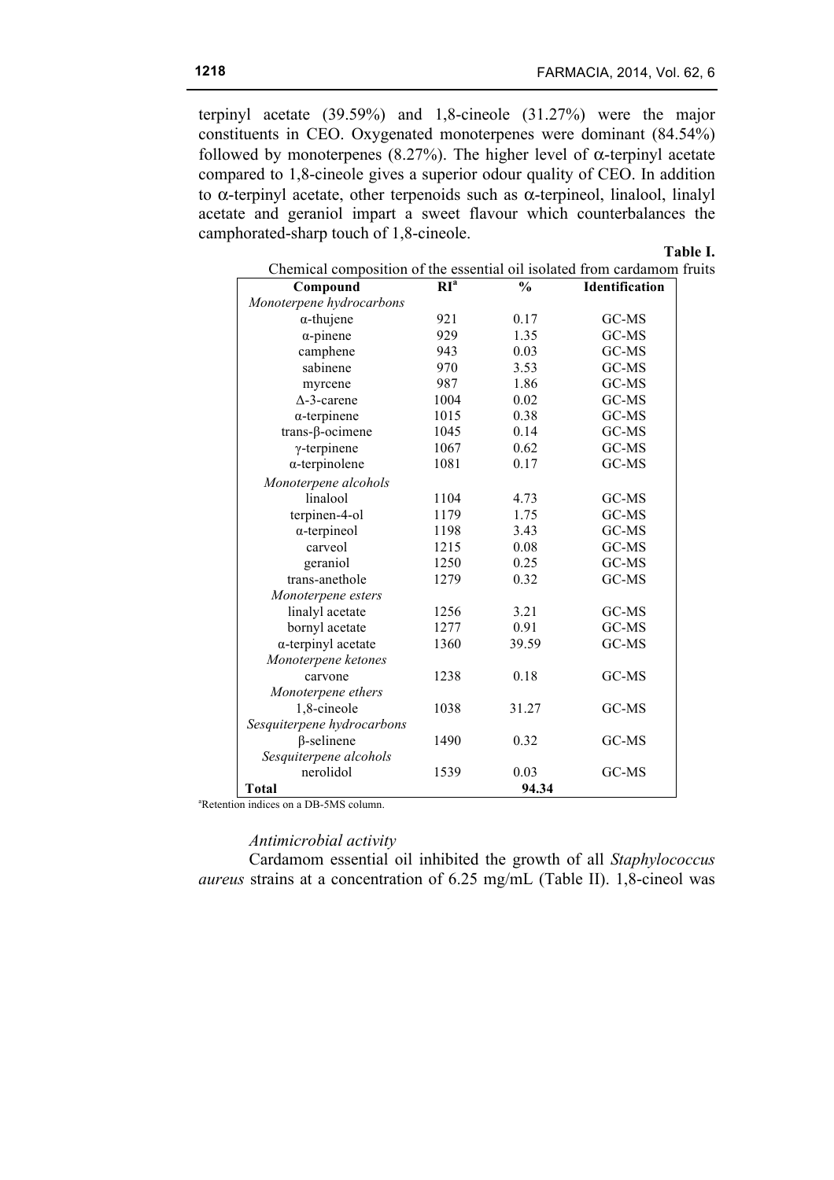terpinyl acetate (39.59%) and 1,8-cineole (31.27%) were the major constituents in CEO. Oxygenated monoterpenes were dominant (84.54%) followed by monoterpenes (8.27%). The higher level of α-terpinyl acetate compared to 1,8-cineole gives a superior odour quality of CEO. In addition to α-terpinyl acetate, other terpenoids such as α-terpineol, linalool, linalyl acetate and geraniol impart a sweet flavour which counterbalances the camphorated-sharp touch of 1,8-cineole.

**Table I.**

Chemical composition of the essential oil isolated from cardamom fruits

| Compound | RI[a] | % | Identification |
|---|---|---|---|
| *Monoterpene hydrocarbons* | | | |
| α-thujene | 921 | 0.17 | GC-MS |
| α-pinene | 929 | 1.35 | GC-MS |
| camphene | 943 | 0.03 | GC-MS |
| sabinene | 970 | 3.53 | GC-MS |
| myrcene | 987 | 1.86 | GC-MS |
| Δ-3-carene | 1004 | 0.02 | GC-MS |
| α-terpinene | 1015 | 0.38 | GC-MS |
| trans-β-ocimene | 1045 | 0.14 | GC-MS |
| γ-terpinene | 1067 | 0.62 | GC-MS |
| α-terpinolene | 1081 | 0.17 | GC-MS |
| *Monoterpene alcohols* | | | |
| linalool | 1104 | 4.73 | GC-MS |
| terpinen-4-ol | 1179 | 1.75 | GC-MS |
| α-terpineol | 1198 | 3.43 | GC-MS |
| carveol | 1215 | 0.08 | GC-MS |
| geraniol | 1250 | 0.25 | GC-MS |
| trans-anethole | 1279 | 0.32 | GC-MS |
| *Monoterpene esters* | | | |
| linalyl acetate | 1256 | 3.21 | GC-MS |
| bornyl acetate | 1277 | 0.91 | GC-MS |
| α-terpinyl acetate | 1360 | 39.59 | GC-MS |
| *Monoterpene ketones* | | | |
| carvone | 1238 | 0.18 | GC-MS |
| *Monoterpene ethers* | | | |
| 1,8-cineole | 1038 | 31.27 | GC-MS |
| *Sesquiterpene hydrocarbons* | | | |
| β-selinene | 1490 | 0.32 | GC-MS |
| *Sesquiterpene alcohols* | | | |
| nerolidol | 1539 | 0.03 | GC-MS |
| **Total** | | **94.34** | |

[a]Retention indices on a DB-5MS column.

### *Antimicrobial activity*

Cardamom essential oil inhibited the growth of all *Staphylococcus aureus* strains at a concentration of 6.25 mg/mL (Table II). 1,8-cineol was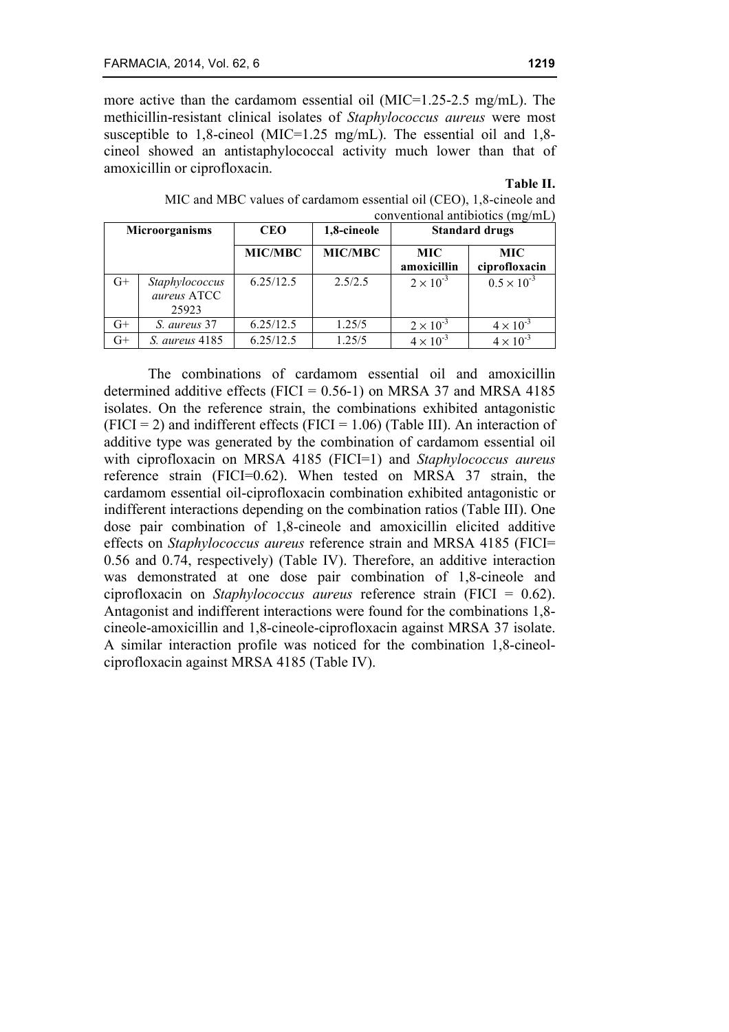more active than the cardamom essential oil (MIC=1.25-2.5 mg/mL). The methicillin-resistant clinical isolates of *Staphylococcus aureus* were most susceptible to 1,8-cineol (MIC=1.25 mg/mL). The essential oil and 1,8-cineol showed an antistaphylococcal activity much lower than that of amoxicillin or ciprofloxacin.

**Table II.**

MIC and MBC values of cardamom essential oil (CEO), 1,8-cineole and conventional antibiotics (mg/mL)

| Microorganisms | | CEO | 1,8-cineole | Standard drugs | |
|---|---|---|---|---|---|
| | | MIC/MBC | MIC/MBC | MIC amoxicillin | MIC ciprofloxacin |
| G+ | *Staphylococcus aureus* ATCC 25923 | 6.25/12.5 | 2.5/2.5 | $2 \times 10^{-3}$ | $0.5 \times 10^{-3}$ |
| G+ | *S. aureus* 37 | 6.25/12.5 | 1.25/5 | $2 \times 10^{-3}$ | $4 \times 10^{-3}$ |
| G+ | *S. aureus* 4185 | 6.25/12.5 | 1.25/5 | $4 \times 10^{-3}$ | $4 \times 10^{-3}$ |

The combinations of cardamom essential oil and amoxicillin determined additive effects (FICI = 0.56-1) on MRSA 37 and MRSA 4185 isolates. On the reference strain, the combinations exhibited antagonistic (FICI = 2) and indifferent effects (FICI = 1.06) (Table III). An interaction of additive type was generated by the combination of cardamom essential oil with ciprofloxacin on MRSA 4185 (FICI=1) and *Staphylococcus aureus* reference strain (FICI=0.62). When tested on MRSA 37 strain, the cardamom essential oil-ciprofloxacin combination exhibited antagonistic or indifferent interactions depending on the combination ratios (Table III). One dose pair combination of 1,8-cineole and amoxicillin elicited additive effects on *Staphylococcus aureus* reference strain and MRSA 4185 (FICI= 0.56 and 0.74, respectively) (Table IV). Therefore, an additive interaction was demonstrated at one dose pair combination of 1,8-cineole and ciprofloxacin on *Staphylococcus aureus* reference strain (FICI = 0.62). Antagonist and indifferent interactions were found for the combinations 1,8-cineole-amoxicillin and 1,8-cineole-ciprofloxacin against MRSA 37 isolate. A similar interaction profile was noticed for the combination 1,8-cineol-ciprofloxacin against MRSA 4185 (Table IV).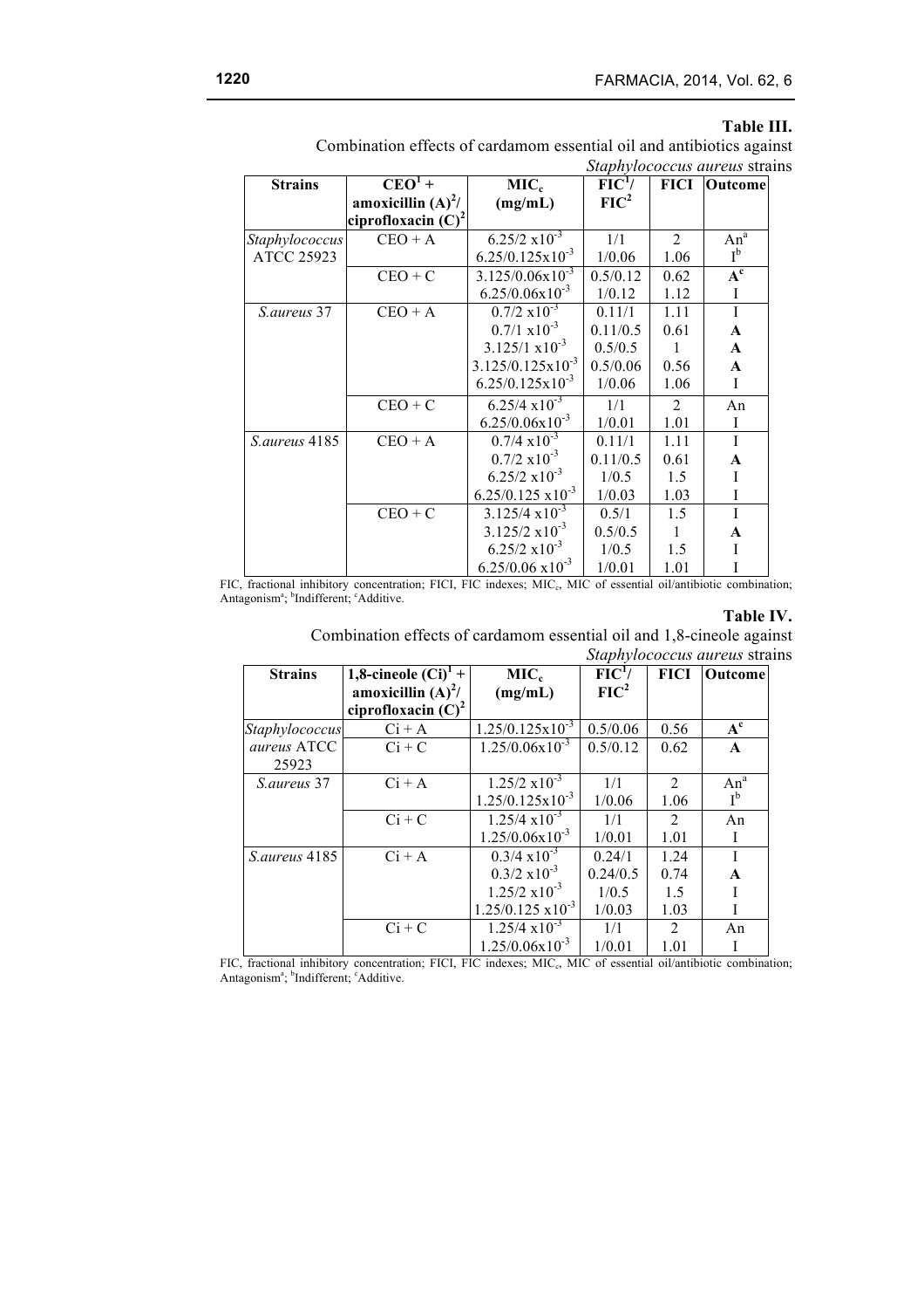**Table III.**

Combination effects of cardamom essential oil and antibiotics against *Staphylococcus aureus* strains

| Strains | CEO[1] + amoxicillin (A)[2]/ ciprofloxacin (C)[2] | $MIC_c$ (mg/mL) | FIC[1]/ FIC[2] | FICI | Outcome |
|---|---|---|---|---|---|
| *Staphylococcus* ATCC 25923 | CEO + A | $6.25/2 \times 10^{-3}$ | 1/1 | 2 | An[a] |
| | | $6.25/0.125 \times 10^{-3}$ | 1/0.06 | 1.06 | I[b] |
| | CEO + C | $3.125/0.06 \times 10^{-3}$ | 0.5/0.12 | 0.62 | **A[c]** |
| | | $6.25/0.06 \times 10^{-3}$ | 1/0.12 | 1.12 | I |
| *S.aureus* 37 | CEO + A | $0.7/2 \times 10^{-3}$ | 0.11/1 | 1.11 | I |
| | | $0.7/1 \times 10^{-3}$ | 0.11/0.5 | 0.61 | **A** |
| | | $3.125/1 \times 10^{-3}$ | 0.5/0.5 | 1 | **A** |
| | | $3.125/0.125 \times 10^{-3}$ | 0.5/0.06 | 0.56 | **A** |
| | | $6.25/0.125 \times 10^{-3}$ | 1/0.06 | 1.06 | I |
| | CEO + C | $6.25/4 \times 10^{-3}$ | 1/1 | 2 | An |
| | | $6.25/0.06 \times 10^{-3}$ | 1/0.01 | 1.01 | I |
| *S.aureus* 4185 | CEO + A | $0.7/4 \times 10^{-3}$ | 0.11/1 | 1.11 | I |
| | | $0.7/2 \times 10^{-3}$ | 0.11/0.5 | 0.61 | **A** |
| | | $6.25/2 \times 10^{-3}$ | 1/0.5 | 1.5 | I |
| | | $6.25/0.125 \times 10^{-3}$ | 1/0.03 | 1.03 | I |
| | CEO + C | $3.125/4 \times 10^{-3}$ | 0.5/1 | 1.5 | I |
| | | $3.125/2 \times 10^{-3}$ | 0.5/0.5 | 1 | **A** |
| | | $6.25/2 \times 10^{-3}$ | 1/0.5 | 1.5 | I |
| | | $6.25/0.06 \times 10^{-3}$ | 1/0.01 | 1.01 | I |

FIC, fractional inhibitory concentration; FICI, FIC indexes; $MIC_c$, MIC of essential oil/antibiotic combination; Antagonism[a]; [b]Indifferent; [c]Additive.

**Table IV.**

Combination effects of cardamom essential oil and 1,8-cineole against *Staphylococcus aureus* strains

| Strains | 1,8-cineole (Ci)[1] + amoxicillin (A)[2]/ ciprofloxacin (C)[2] | $MIC_c$ (mg/mL) | FIC[1]/ FIC[2] | FICI | Outcome |
|---|---|---|---|---|---|
| *Staphylococcus aureus* ATCC 25923 | Ci + A | $1.25/0.125 \times 10^{-3}$ | 0.5/0.06 | 0.56 | **A[c]** |
| | Ci + C | $1.25/0.06 \times 10^{-3}$ | 0.5/0.12 | 0.62 | **A** |
| *S.aureus* 37 | Ci + A | $1.25/2 \times 10^{-3}$ | 1/1 | 2 | An[a] |
| | | $1.25/0.125 \times 10^{-3}$ | 1/0.06 | 1.06 | I[b] |
| | Ci + C | $1.25/4 \times 10^{-3}$ | 1/1 | 2 | An |
| | | $1.25/0.06 \times 10^{-3}$ | 1/0.01 | 1.01 | I |
| *S.aureus* 4185 | Ci + A | $0.3/4 \times 10^{-3}$ | 0.24/1 | 1.24 | I |
| | | $0.3/2 \times 10^{-3}$ | 0.24/0.5 | 0.74 | **A** |
| | | $1.25/2 \times 10^{-3}$ | 1/0.5 | 1.5 | I |
| | | $1.25/0.125 \times 10^{-3}$ | 1/0.03 | 1.03 | I |
| | Ci + C | $1.25/4 \times 10^{-3}$ | 1/1 | 2 | An |
| | | $1.25/0.06 \times 10^{-3}$ | 1/0.01 | 1.01 | I |

FIC, fractional inhibitory concentration; FICI, FIC indexes; $MIC_c$, MIC of essential oil/antibiotic combination; Antagonism[a]; [b]Indifferent; [c]Additive.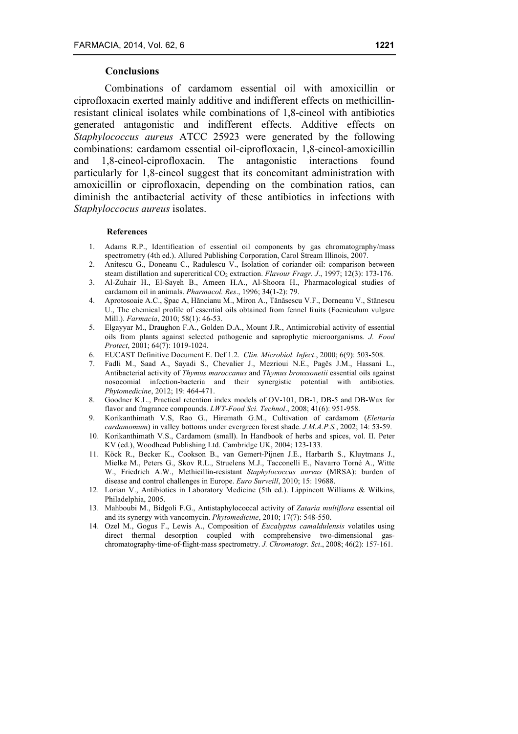## Conclusions

Combinations of cardamom essential oil with amoxicillin or ciprofloxacin exerted mainly additive and indifferent effects on methicillin-resistant clinical isolates while combinations of 1,8-cineol with antibiotics generated antagonistic and indifferent effects. Additive effects on *Staphylococcus aureus* ATCC 25923 were generated by the following combinations: cardamom essential oil-ciprofloxacin, 1,8-cineol-amoxicillin and 1,8-cineol-ciprofloxacin. The antagonistic interactions found particularly for 1,8-cineol suggest that its concomitant administration with amoxicillin or ciprofloxacin, depending on the combination ratios, can diminish the antibacterial activity of these antibiotics in infections with *Staphyloccocus aureus* isolates.

### References

1. Adams R.P., Identification of essential oil components by gas chromatography/mass spectrometry (4th ed.). Allured Publishing Corporation, Carol Stream Illinois, 2007.
2. Anitescu G., Doneanu C., Radulescu V., Isolation of coriander oil: comparison between steam distillation and supercritical $CO_2$ extraction. *Flavour Fragr. J*., 1997; 12(3): 173-176.
3. Al-Zuhair H., El-Sayeh B., Ameen H.A., Al-Shoora H., Pharmacological studies of cardamom oil in animals. *Pharmacol. Res*., 1996; 34(1-2): 79.
4. Aprotosoaie A.C., Şpac A, Hăncianu M., Miron A., Tănăsescu V.F., Dorneanu V., Stănescu U., The chemical profile of essential oils obtained from fennel fruits (Foeniculum vulgare Mill.). *Farmacia*, 2010; 58(1): 46-53.
5. Elgayyar M., Draughon F.A., Golden D.A., Mount J.R., Antimicrobial activity of essential oils from plants against selected pathogenic and saprophytic microorganisms. *J. Food Protect*, 2001; 64(7): 1019-1024.
6. EUCAST Definitive Document E. Def 1.2. *Clin. Microbiol. Infect*., 2000; 6(9): 503-508.
7. Fadli M., Saad A., Sayadi S., Chevalier J., Mezrioui N.E., Pagčs J.M., Hassani L., Antibacterial activity of *Thymus maroccanus* and *Thymus broussonetii* essential oils against nosocomial infection-bacteria and their synergistic potential with antibiotics. *Phytomedicine*, 2012; 19: 464-471.
8. Goodner K.L., Practical retention index models of OV-101, DB-1, DB-5 and DB-Wax for flavor and fragrance compounds. *LWT-Food Sci. Technol*., 2008; 41(6): 951-958.
9. Korikanthimath V.S, Rao G., Hiremath G.M., Cultivation of cardamom (*Elettaria cardamomum*) in valley bottoms under evergreen forest shade. *J.M.A.P.S.*, 2002; 14: 53-59.
10. Korikanthimath V.S., Cardamom (small). In Handbook of herbs and spices, vol. II. Peter KV (ed.), Woodhead Publishing Ltd. Cambridge UK, 2004; 123-133.
11. Köck R., Becker K., Cookson B., van Gemert-Pijnen J.E., Harbarth S., Kluytmans J., Mielke M., Peters G., Skov R.L., Struelens M.J., Tacconelli E., Navarro Torné A., Witte W., Friedrich A.W., Methicillin-resistant *Staphylococcus aureus* (MRSA): burden of disease and control challenges in Europe. *Euro Surveill*, 2010; 15: 19688.
12. Lorian V., Antibiotics in Laboratory Medicine (5th ed.). Lippincott Williams & Wilkins, Philadelphia, 2005.
13. Mahboubi M., Bidgoli F.G., Antistaphylococcal activity of *Zataria multiflora* essential oil and its synergy with vancomycin. *Phytomedicine*, 2010; 17(7): 548-550.
14. Ozel M., Gogus F., Lewis A., Composition of *Eucalyptus camaldulensis* volatiles using direct thermal desorption coupled with comprehensive two-dimensional gas-chromatography-time-of-flight-mass spectrometry. *J. Chromatogr. Sci*., 2008; 46(2): 157-161.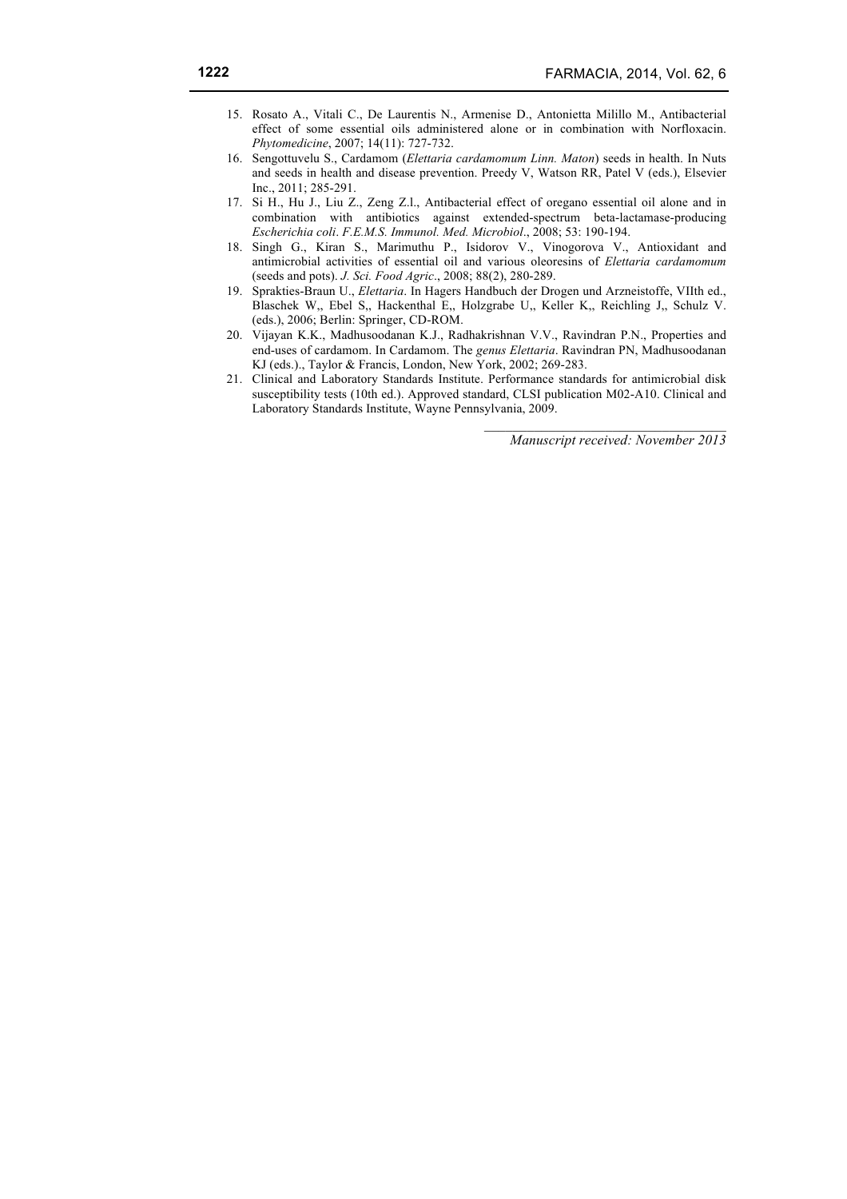15. Rosato A., Vitali C., De Laurentis N., Armenise D., Antonietta Milillo M., Antibacterial effect of some essential oils administered alone or in combination with Norfloxacin. *Phytomedicine*, 2007; 14(11): 727-732.
16. Sengottuvelu S., Cardamom (*Elettaria cardamomum Linn. Maton*) seeds in health. In Nuts and seeds in health and disease prevention. Preedy V, Watson RR, Patel V (eds.), Elsevier Inc., 2011; 285-291.
17. Si H., Hu J., Liu Z., Zeng Z.l., Antibacterial effect of oregano essential oil alone and in combination with antibiotics against extended-spectrum beta-lactamase-producing *Escherichia coli*. *F.E.M.S. Immunol. Med. Microbiol*., 2008; 53: 190-194.
18. Singh G., Kiran S., Marimuthu P., Isidorov V., Vinogorova V., Antioxidant and antimicrobial activities of essential oil and various oleoresins of *Elettaria cardamomum* (seeds and pots). *J. Sci. Food Agric*., 2008; 88(2), 280-289.
19. Sprakties-Braun U., *Elettaria*. In Hagers Handbuch der Drogen und Arzneistoffe, VIIth ed., Blaschek W,, Ebel S,, Hackenthal E,, Holzgrabe U,, Keller K,, Reichling J,, Schulz V. (eds.), 2006; Berlin: Springer, CD-ROM.
20. Vijayan K.K., Madhusoodanan K.J., Radhakrishnan V.V., Ravindran P.N., Properties and end-uses of cardamom. In Cardamom. The *genus Elettaria*. Ravindran PN, Madhusoodanan KJ (eds.)., Taylor & Francis, London, New York, 2002; 269-283.
21. Clinical and Laboratory Standards Institute. Performance standards for antimicrobial disk susceptibility tests (10th ed.). Approved standard, CLSI publication M02-A10. Clinical and Laboratory Standards Institute, Wayne Pennsylvania, 2009.

*Manuscript received: November 2013*